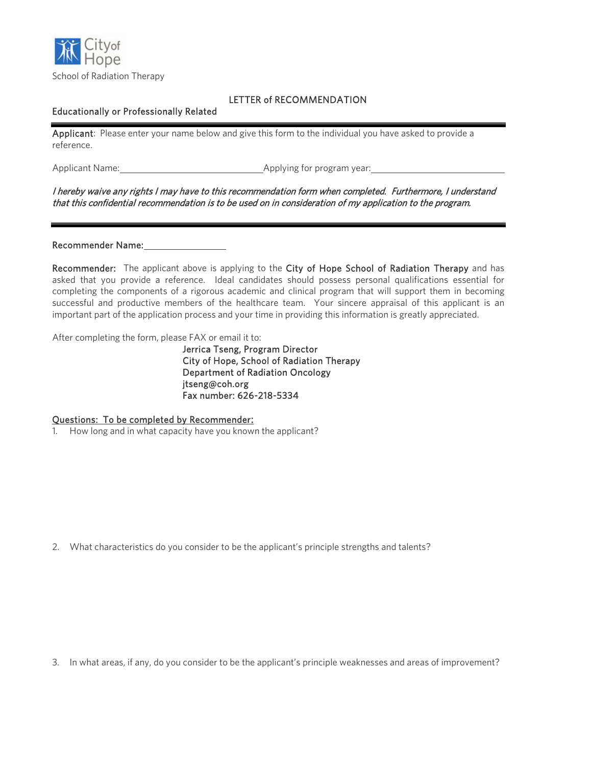City of Hope

School of Radiation Therapy

## LETTER of RECOMMENDATION

**Educationally or Professionally Related**

---

**Applicant**: Please enter your name below and give this form to the individual you have asked to provide a reference.

Applicant Name:\_\_\_\_\_\_\_\_\_\_\_\_\_\_\_\_\_\_\_\_\_\_\_\_\_\_\_\_\_\_Applying for program year:\_\_\_\_\_\_\_\_\_\_\_\_\_\_\_\_\_\_\_\_\_\_\_\_\_\_\_\_

***I hereby waive any rights I may have to this recommendation form when completed. Furthermore, I understand that this confidential recommendation is to be used on in consideration of my application to the program.***

---

**Recommender Name:**\_\_\_\_\_\_\_\_\_\_\_\_\_\_\_\_\_\_

**Recommender:** The applicant above is applying to the **City of Hope School of Radiation Therapy** and has asked that you provide a reference. Ideal candidates should possess personal qualifications essential for completing the components of a rigorous academic and clinical program that will support them in becoming successful and productive members of the healthcare team. Your sincere appraisal of this applicant is an important part of the application process and your time in providing this information is greatly appreciated.

After completing the form, please FAX or email it to:

**Jerrica Tseng, Program Director**
**City of Hope, School of Radiation Therapy**
**Department of Radiation Oncology**
**jtseng@coh.org**
**Fax number: 626-218-5334**

**Questions: To be completed by Recommender:**

1. How long and in what capacity have you known the applicant?

2. What characteristics do you consider to be the applicant's principle strengths and talents?

3. In what areas, if any, do you consider to be the applicant's principle weaknesses and areas of improvement?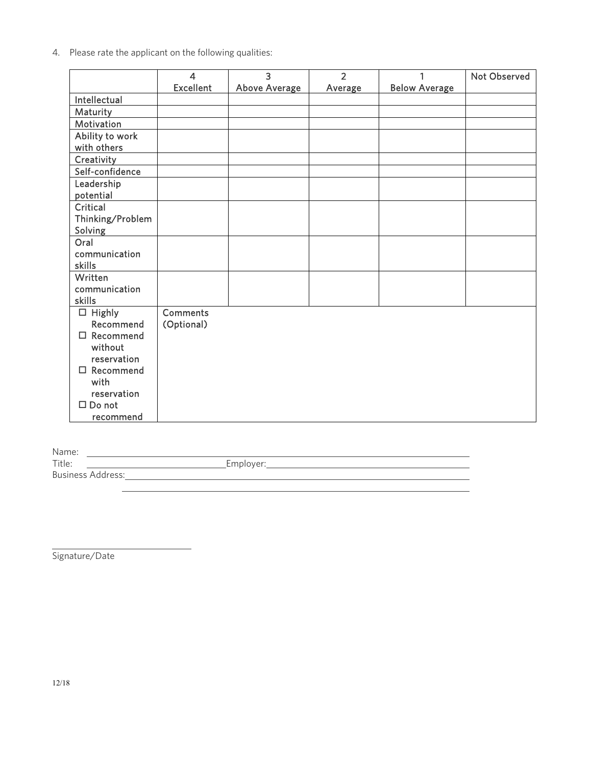4. Please rate the applicant on the following qualities:

| | 4<br>Excellent | 3<br>Above Average | 2<br>Average | 1<br>Below Average | Not Observed |
|---|---|---|---|---|---|
| Intellectual | | | | | |
| Maturity | | | | | |
| Motivation | | | | | |
| Ability to work with others | | | | | |
| Creativity | | | | | |
| Self-confidence | | | | | |
| Leadership potential | | | | | |
| Critical Thinking/Problem Solving | | | | | |
| Oral communication skills | | | | | |
| Written communication skills | | | | | |
| ☐ Highly Recommend<br>☐ Recommend without reservation<br>☐ Recommend with reservation<br>☐ Do not recommend | Comments (Optional) | | | | |

Name: ______________________________________________

Title: ______________________ Employer: ______________________

Business Address: ______________________________________________

______________________________________________

______________________

Signature/Date

12/18